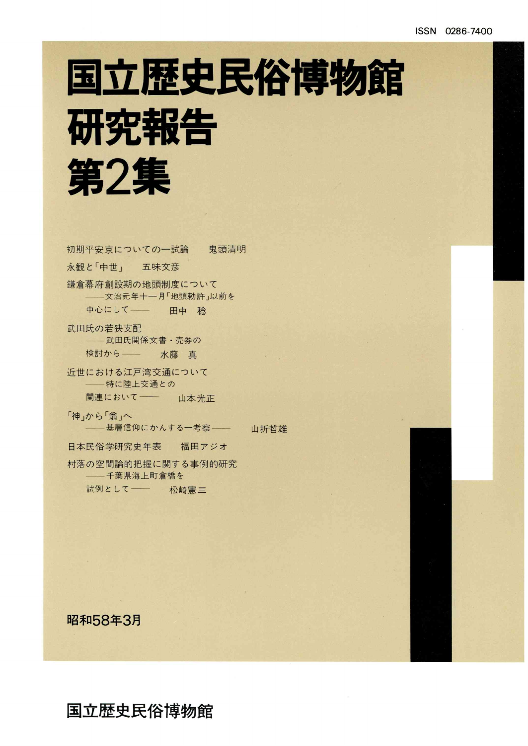ISSN 0286-7400

# 国立歴史民俗博物館研究報告 第2集

初期平安京についての一試論　鬼頭清明

永観と「中世」　五味文彦

鎌倉幕府創設期の地頭制度について
——文治元年十一月「地頭勅許」以前を中心にして——　田中　稔

武田氏の若狭支配
——武田氏関係文書・売券の検討から——　水藤　真

近世における江戸湾交通について
——特に陸上交通との関連において——　山本光正

「神」から「翁」へ
——基層信仰にかんする一考察——　山折哲雄

日本民俗学研究史年表　福田アジオ

村落の空間論的把握に関する事例的研究
——千葉県海上町倉橋を試例として——　松崎憲三

昭和58年3月

国立歴史民俗博物館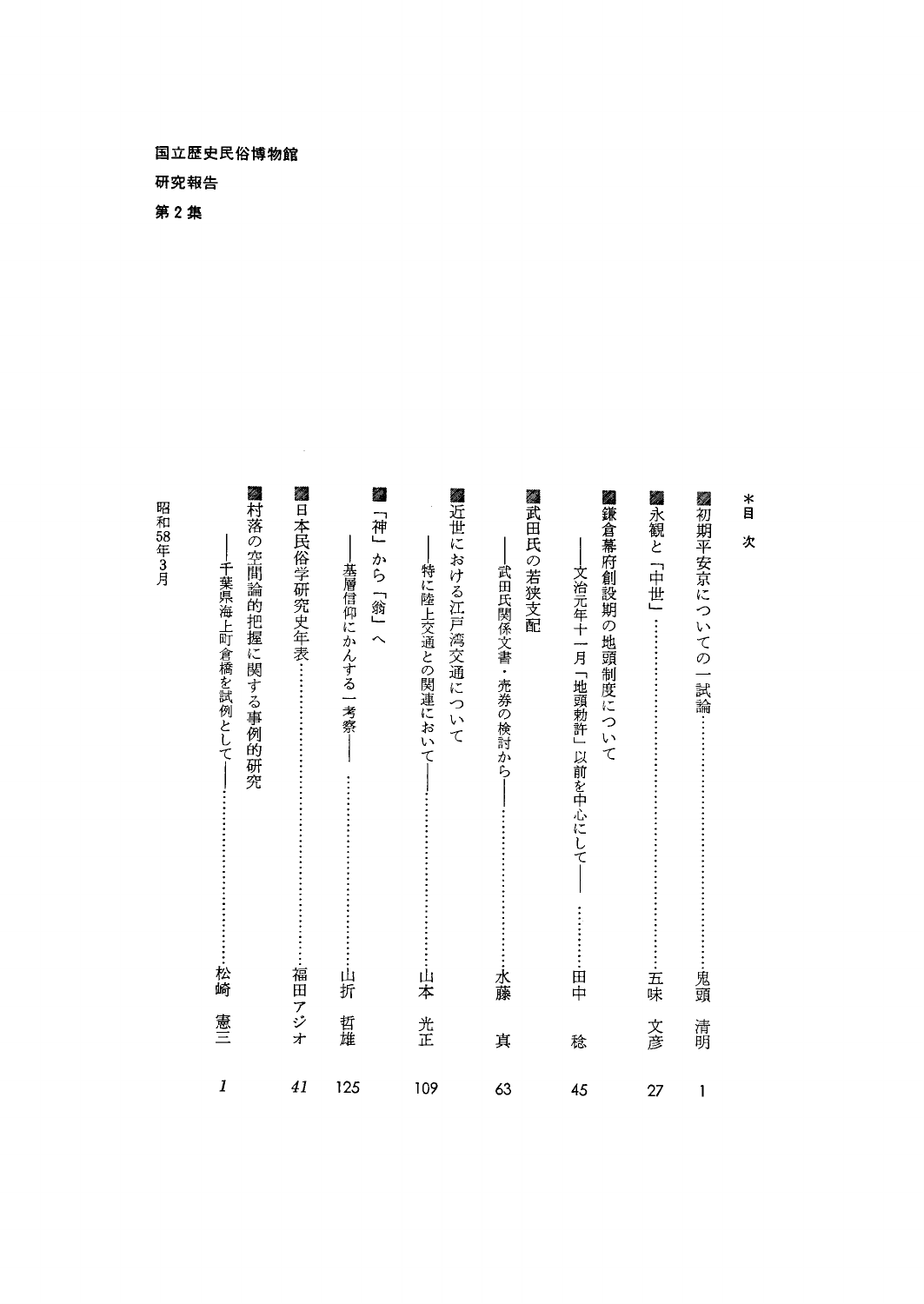国立歴史民俗博物館

研究報告

第2集

*目　次

- 初期平安京についての一試論……………………………………………鬼頭　清明　1
- 永観と「中世」……………………………………………………………五味　文彦　27
- 鎌倉幕府創設期の地頭制度について
  ——文治元年十一月「地頭勅許」以前を中心にして——　…………田中　稔　45
- 武田氏の若狭支配
  ——武田氏関係文書・売券の検討から——……………………………水藤　真　63
- 近世における江戸湾交通について
  ——特に陸上交通との関連において——………………………………山本　光正　109
- 「神」から「翁」へ
  ——基層信仰にかんする一考察——　…………………………………山折　哲雄　125
- 日本民俗学研究史年表……………………………………………………福田アジオ　*41*
- 村落の空間論的把握に関する事例的研究
  ——千葉県海上町倉橋を試例として——………………………………松崎　憲三　*1*

昭和58年3月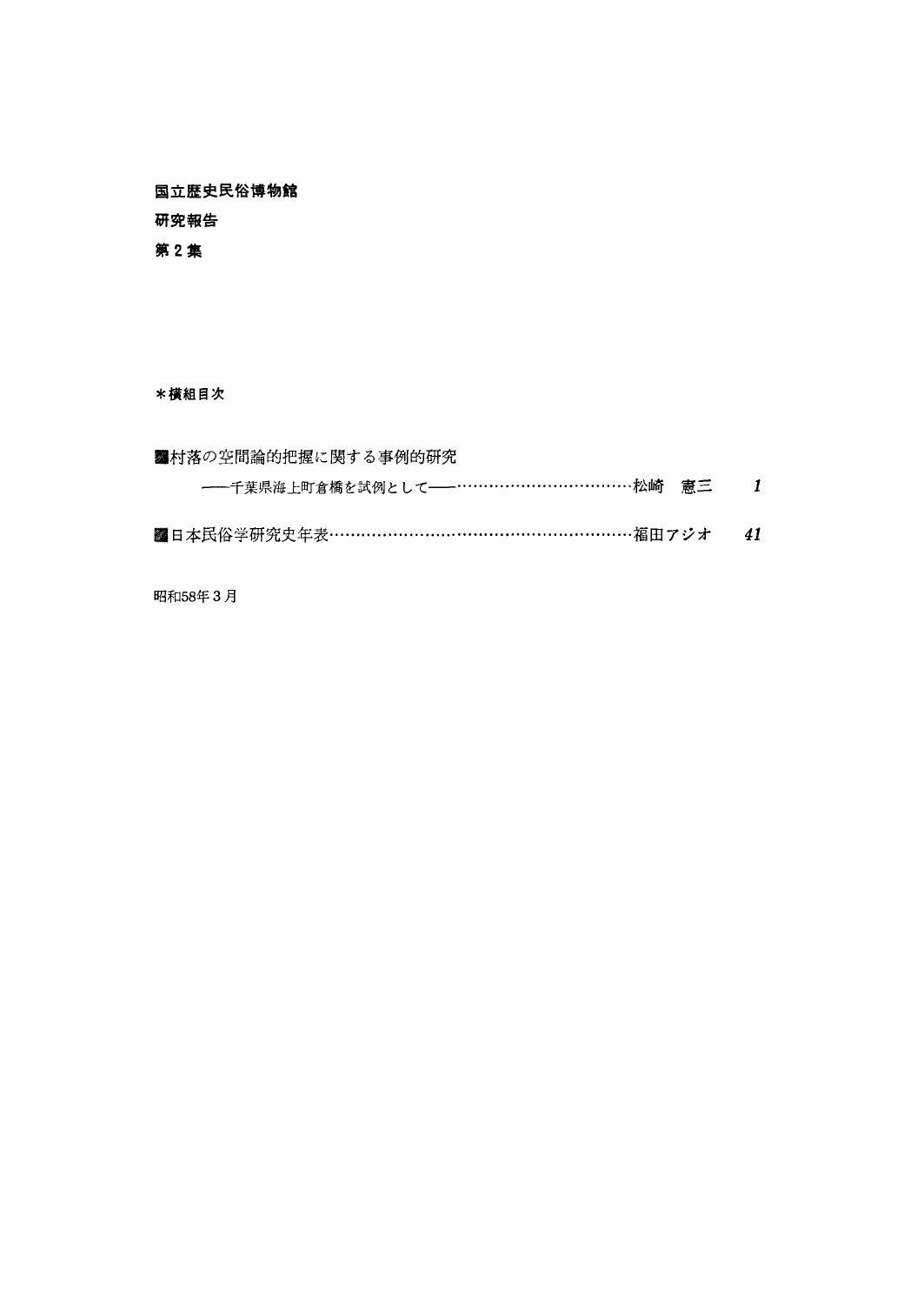**国立歴史民俗博物館**

**研究報告**

**第 2 集**

**＊横組目次**

■村落の空間論的把握に関する事例的研究

——千葉県海上町倉橋を試例として——……………………………松崎　憲三　*1*

■日本民俗学研究史年表………………………………………………福田アジオ　*41*

昭和58年 3 月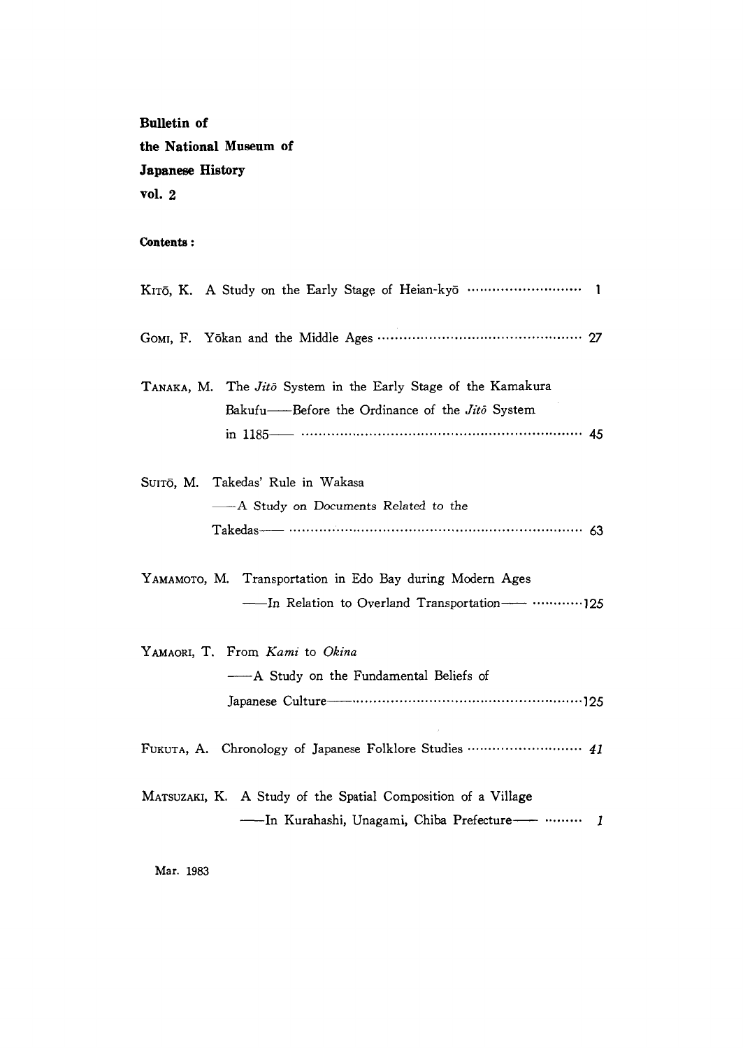**Bulletin of**
**the National Museum of**
**Japanese History**
**vol. 2**

**Contents :**

KITŌ, K. A Study on the Early Stage of Heian-kyō ………………………… 1

GOMI, F. Yōkan and the Middle Ages ……………………………………………… 27

TANAKA, M. The *Jitō* System in the Early Stage of the Kamakura Bakufu——Before the Ordinance of the *Jitō* System in 1185—— ………………………………………………………………… 45

SUITŌ, M. Takedas' Rule in Wakasa ——A Study on Documents Related to the Takedas—— …………………………………………………………………… 63

YAMAMOTO, M. Transportation in Edo Bay during Modern Ages ——In Relation to Overland Transportation—— …………125

YAMAORI, T. From *Kami* to *Okina* ——A Study on the Fundamental Beliefs of Japanese Culture——…………………………………………………125

FUKUTA, A. Chronology of Japanese Folklore Studies ………………………… *41*

MATSUZAKI, K. A Study of the Spatial Composition of a Village ——In Kurahashi, Unagami, Chiba Prefecture—— ……… *1*

Mar. 1983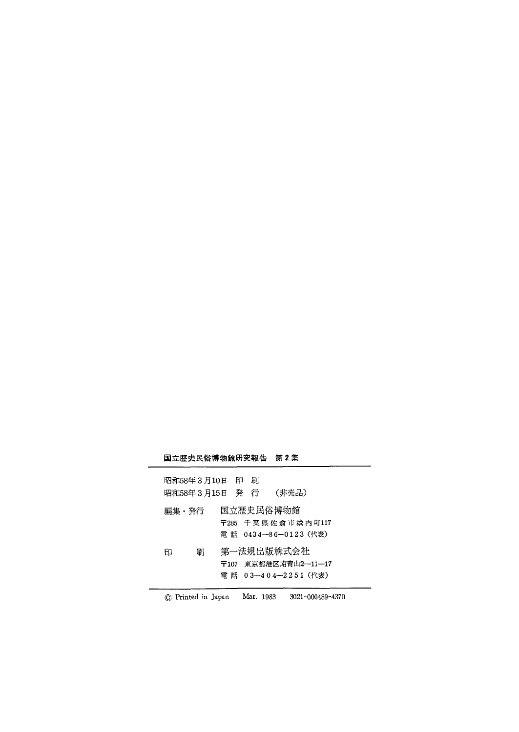**国立歴史民俗博物館研究報告　第 2 集**

---

昭和58年３月10日　印　刷
昭和58年３月15日　発　行　　（非売品）

編集・発行　国立歴史民俗博物館
〒285　千葉県佐倉市城内町117
電 話　0434―86―0123（代表）

印　　刷　第一法規出版株式会社
〒107　東京都港区南青山2―11―17
電 話　03―404―2251（代表）

---

© Printed in Japan　Mar. 1983　3021-000489-4370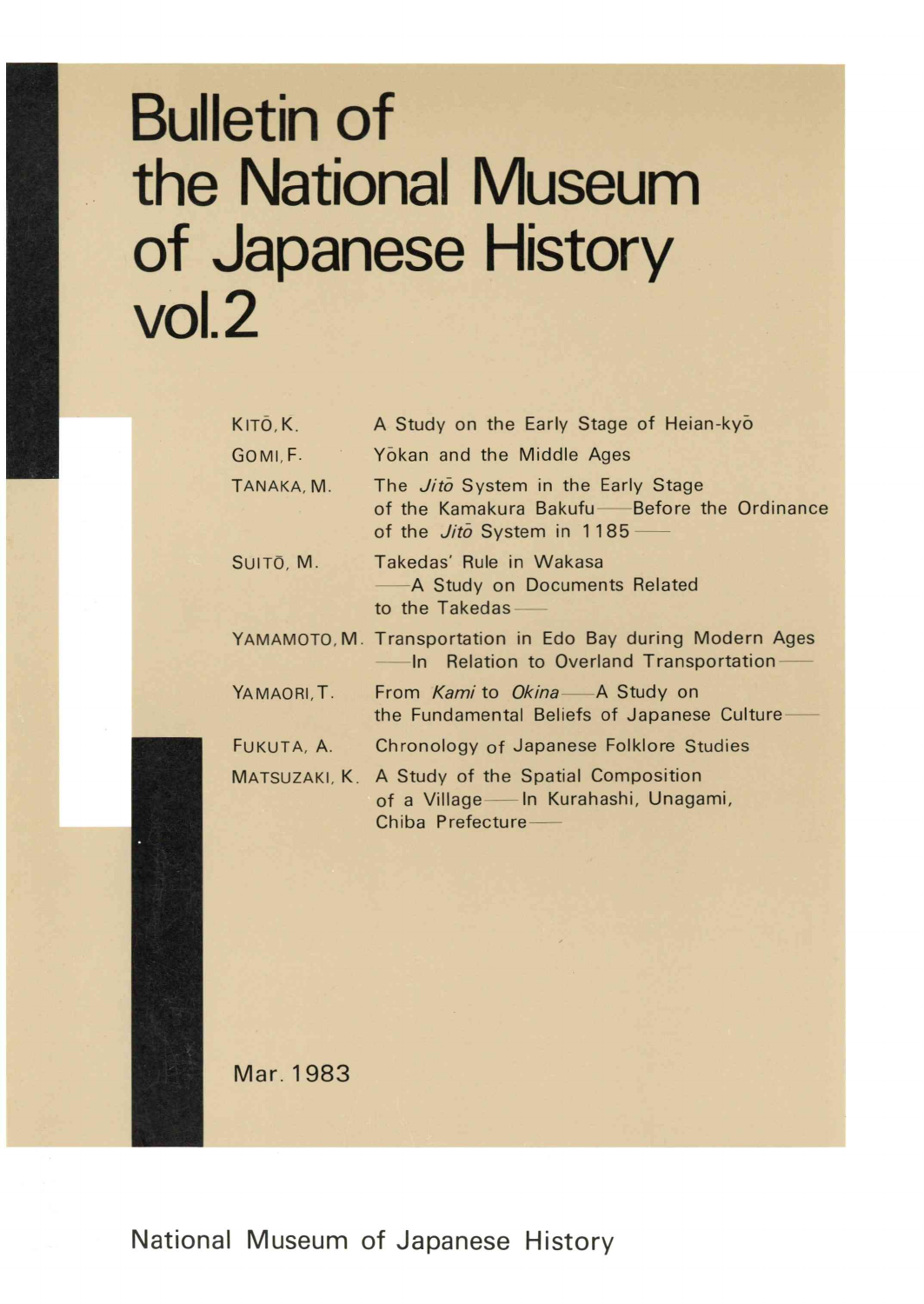# Bulletin of the National Museum of Japanese History vol.2

| | |
|---|---|
| KITŌ, K. | A Study on the Early Stage of Heian-kyō |
| GOMI, F. | Yōkan and the Middle Ages |
| TANAKA, M. | The *Jitō* System in the Early Stage of the Kamakura Bakufu——Before the Ordinance of the *Jitō* System in 1185—— |
| SUITŌ, M. | Takedas' Rule in Wakasa ——A Study on Documents Related to the Takedas—— |
| YAMAMOTO, M. | Transportation in Edo Bay during Modern Ages ——In Relation to Overland Transportation—— |
| YAMAORI, T. | From *Kami* to *Okina*——A Study on the Fundamental Beliefs of Japanese Culture—— |
| FUKUTA, A. | Chronology of Japanese Folklore Studies |
| MATSUZAKI, K. | A Study of the Spatial Composition of a Village——In Kurahashi, Unagami, Chiba Prefecture—— |

Mar. 1983

National Museum of Japanese History